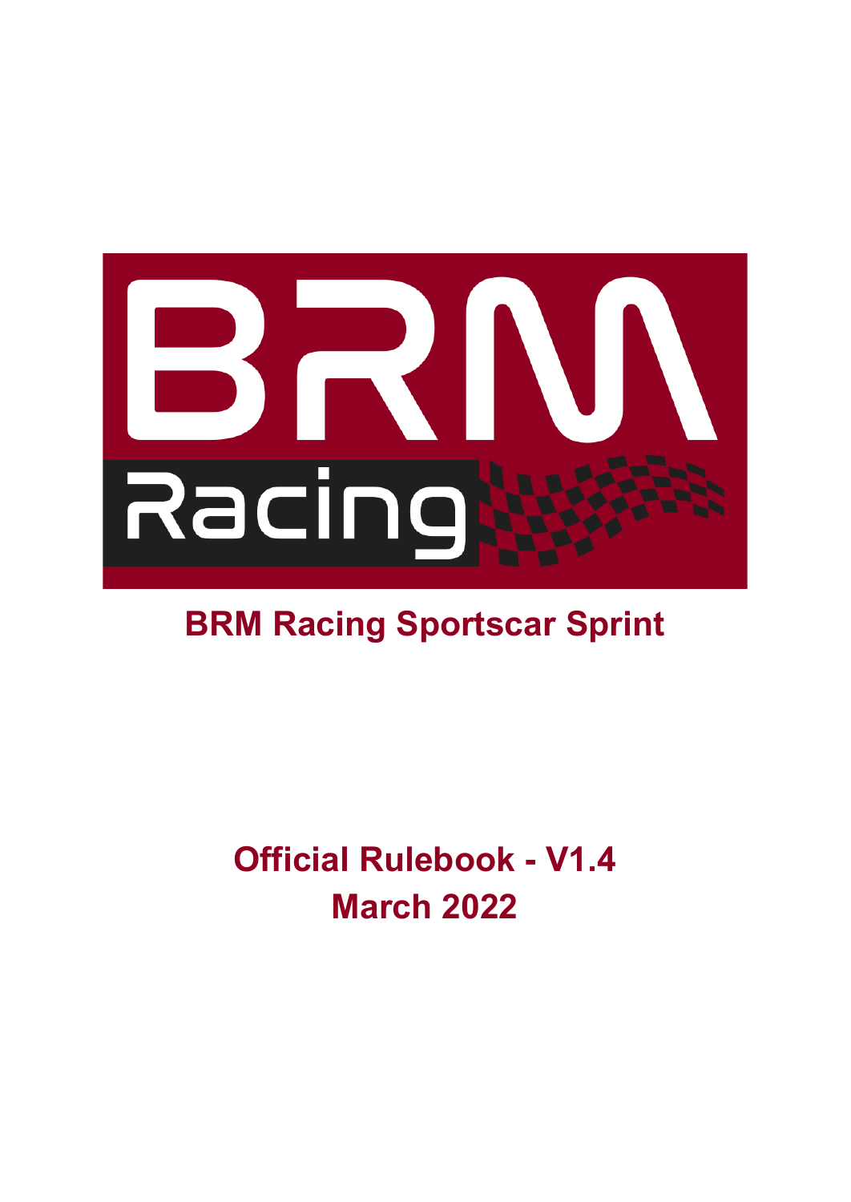# BRM Racing Sportscar Sprint

## Official Rulebook - V1.4
## March 2022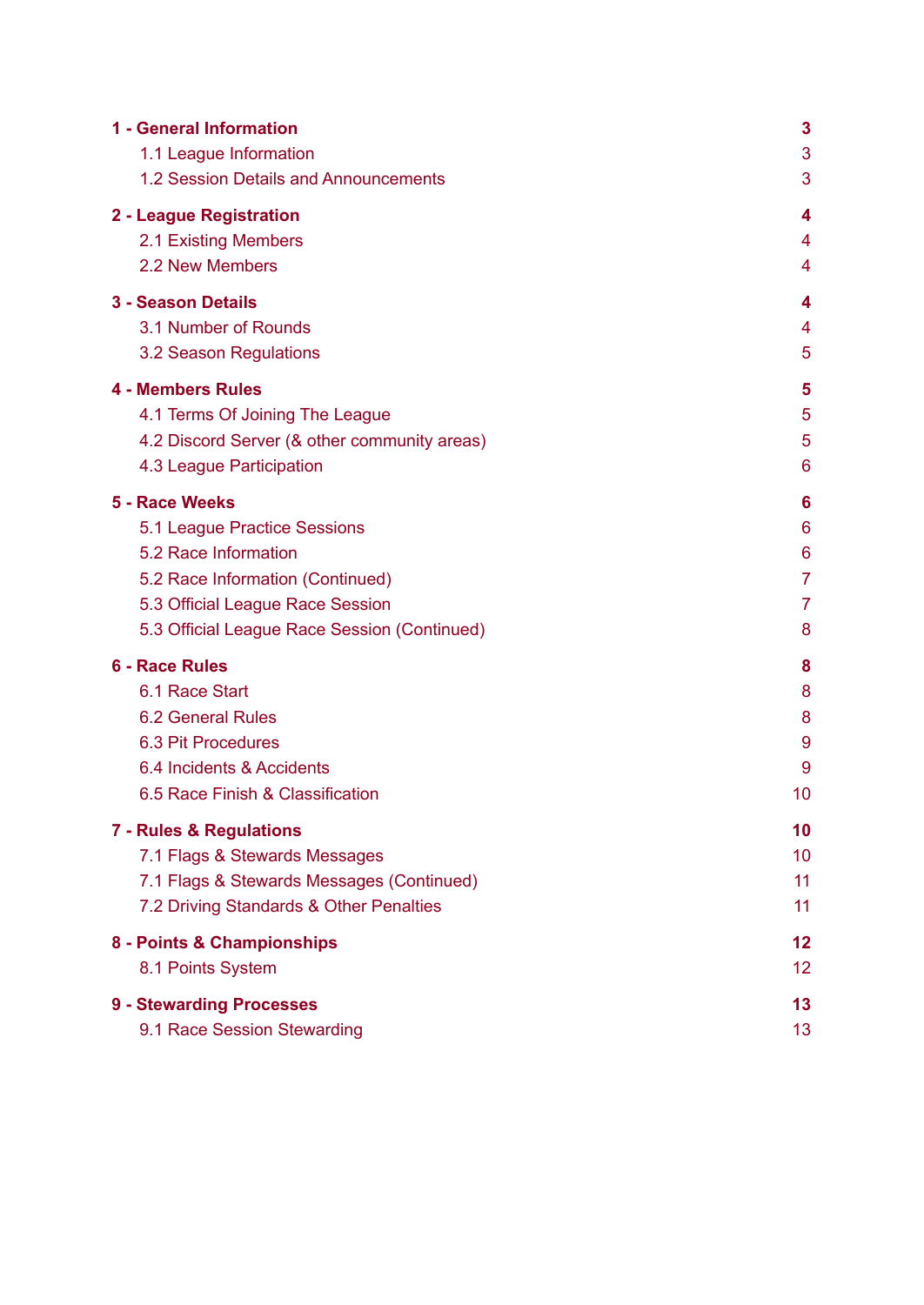| | |
|---|---|
| **1 - General Information** | **3** |
| 1.1 League Information | 3 |
| 1.2 Session Details and Announcements | 3 |
| **2 - League Registration** | **4** |
| 2.1 Existing Members | 4 |
| 2.2 New Members | 4 |
| **3 - Season Details** | **4** |
| 3.1 Number of Rounds | 4 |
| 3.2 Season Regulations | 5 |
| **4 - Members Rules** | **5** |
| 4.1 Terms Of Joining The League | 5 |
| 4.2 Discord Server (& other community areas) | 5 |
| 4.3 League Participation | 6 |
| **5 - Race Weeks** | **6** |
| 5.1 League Practice Sessions | 6 |
| 5.2 Race Information | 6 |
| 5.2 Race Information (Continued) | 7 |
| 5.3 Official League Race Session | 7 |
| 5.3 Official League Race Session (Continued) | 8 |
| **6 - Race Rules** | **8** |
| 6.1 Race Start | 8 |
| 6.2 General Rules | 8 |
| 6.3 Pit Procedures | 9 |
| 6.4 Incidents & Accidents | 9 |
| 6.5 Race Finish & Classification | 10 |
| **7 - Rules & Regulations** | **10** |
| 7.1 Flags & Stewards Messages | 10 |
| 7.1 Flags & Stewards Messages (Continued) | 11 |
| 7.2 Driving Standards & Other Penalties | 11 |
| **8 - Points & Championships** | **12** |
| 8.1 Points System | 12 |
| **9 - Stewarding Processes** | **13** |
| 9.1 Race Session Stewarding | 13 |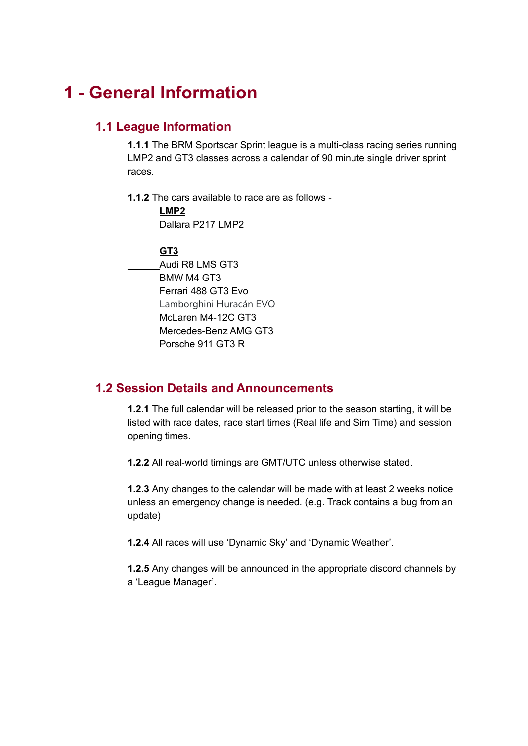# 1 - General Information

## 1.1 League Information

**1.1.1** The BRM Sportscar Sprint league is a multi-class racing series running LMP2 and GT3 classes across a calendar of 90 minute single driver sprint races.

**1.1.2** The cars available to race are as follows -

**LMP2**

Dallara P217 LMP2

**GT3**

Audi R8 LMS GT3
BMW M4 GT3
Ferrari 488 GT3 Evo
Lamborghini Huracán EVO
McLaren M4-12C GT3
Mercedes-Benz AMG GT3
Porsche 911 GT3 R

## 1.2 Session Details and Announcements

**1.2.1** The full calendar will be released prior to the season starting, it will be listed with race dates, race start times (Real life and Sim Time) and session opening times.

**1.2.2** All real-world timings are GMT/UTC unless otherwise stated.

**1.2.3** Any changes to the calendar will be made with at least 2 weeks notice unless an emergency change is needed. (e.g. Track contains a bug from an update)

**1.2.4** All races will use 'Dynamic Sky' and 'Dynamic Weather'.

**1.2.5** Any changes will be announced in the appropriate discord channels by a 'League Manager'.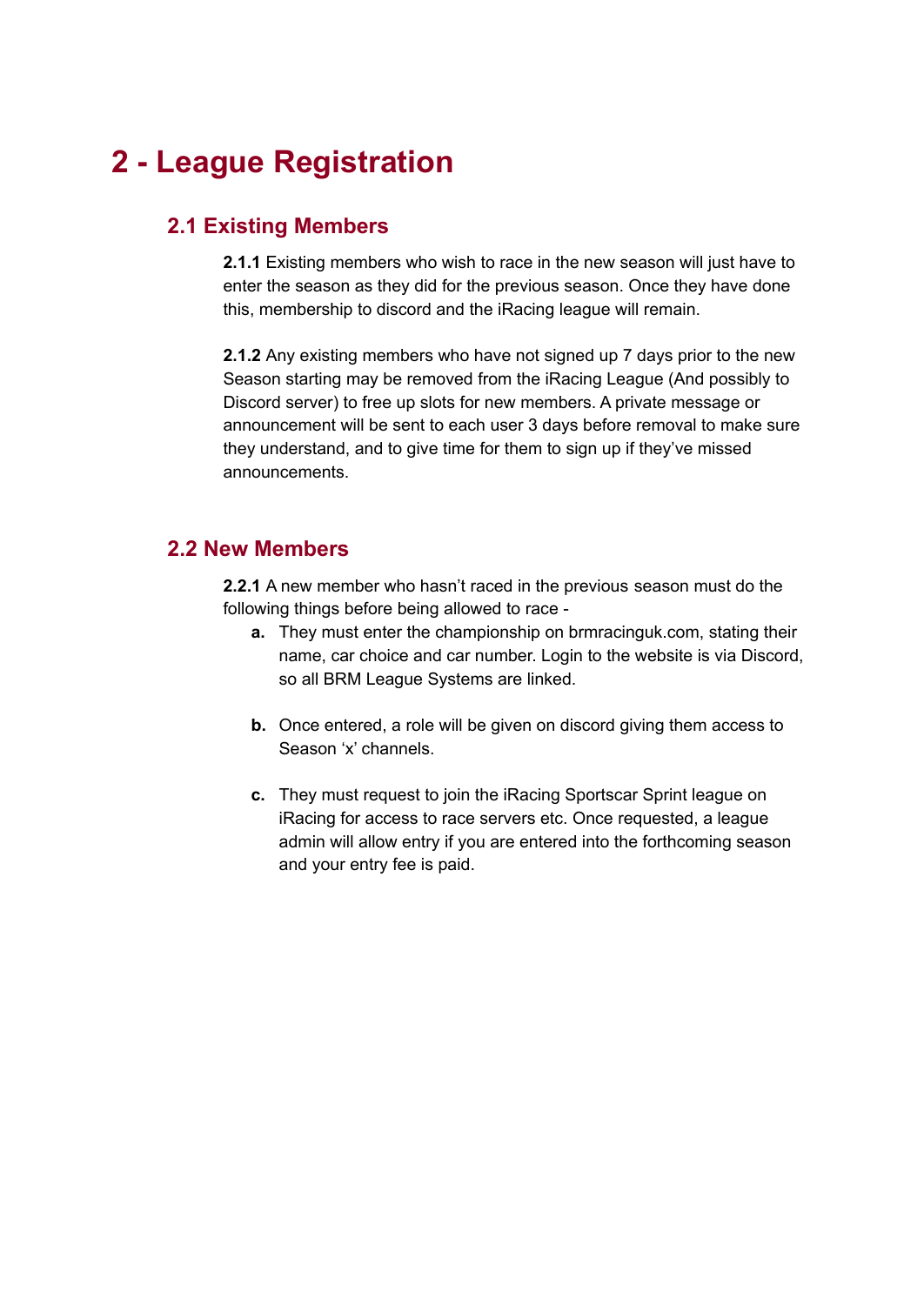# 2 - League Registration

## 2.1 Existing Members

**2.1.1** Existing members who wish to race in the new season will just have to enter the season as they did for the previous season. Once they have done this, membership to discord and the iRacing league will remain.

**2.1.2** Any existing members who have not signed up 7 days prior to the new Season starting may be removed from the iRacing League (And possibly to Discord server) to free up slots for new members. A private message or announcement will be sent to each user 3 days before removal to make sure they understand, and to give time for them to sign up if they've missed announcements.

## 2.2 New Members

**2.2.1** A new member who hasn't raced in the previous season must do the following things before being allowed to race -

- **a.** They must enter the championship on brmracinguk.com, stating their name, car choice and car number. Login to the website is via Discord, so all BRM League Systems are linked.
- **b.** Once entered, a role will be given on discord giving them access to Season 'x' channels.
- **c.** They must request to join the iRacing Sportscar Sprint league on iRacing for access to race servers etc. Once requested, a league admin will allow entry if you are entered into the forthcoming season and your entry fee is paid.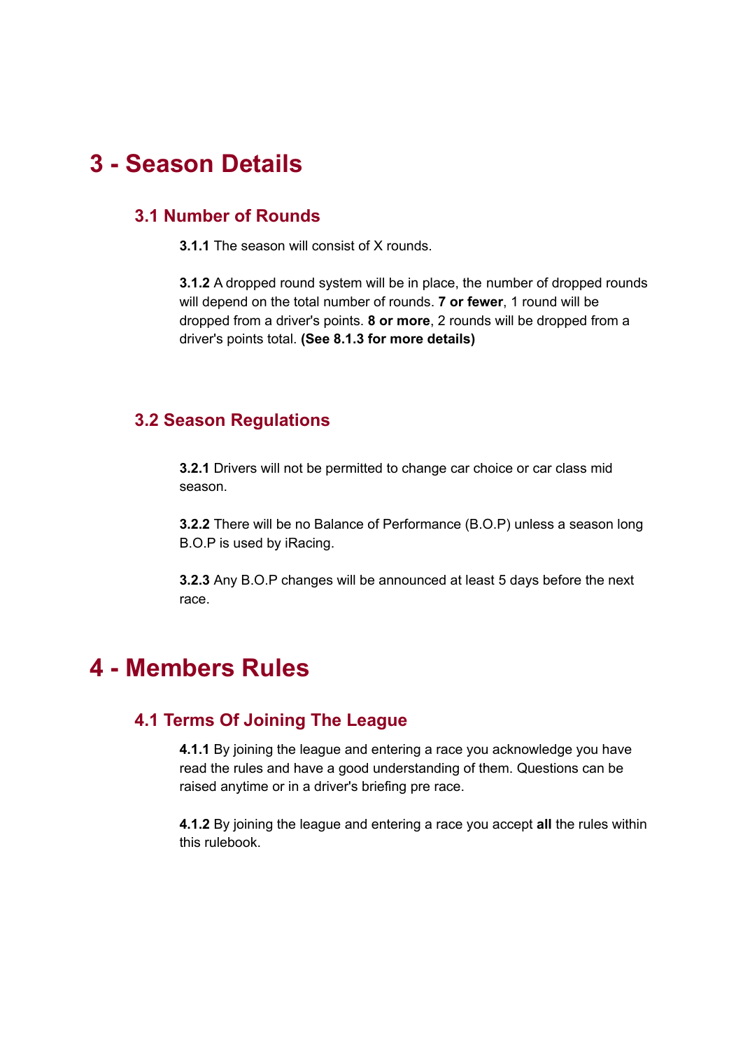# 3 - Season Details

## 3.1 Number of Rounds

**3.1.1** The season will consist of X rounds.

**3.1.2** A dropped round system will be in place, the number of dropped rounds will depend on the total number of rounds. **7 or fewer**, 1 round will be dropped from a driver's points. **8 or more**, 2 rounds will be dropped from a driver's points total. **(See 8.1.3 for more details)**

## 3.2 Season Regulations

**3.2.1** Drivers will not be permitted to change car choice or car class mid season.

**3.2.2** There will be no Balance of Performance (B.O.P) unless a season long B.O.P is used by iRacing.

**3.2.3** Any B.O.P changes will be announced at least 5 days before the next race.

# 4 - Members Rules

## 4.1 Terms Of Joining The League

**4.1.1** By joining the league and entering a race you acknowledge you have read the rules and have a good understanding of them. Questions can be raised anytime or in a driver's briefing pre race.

**4.1.2** By joining the league and entering a race you accept **all** the rules within this rulebook.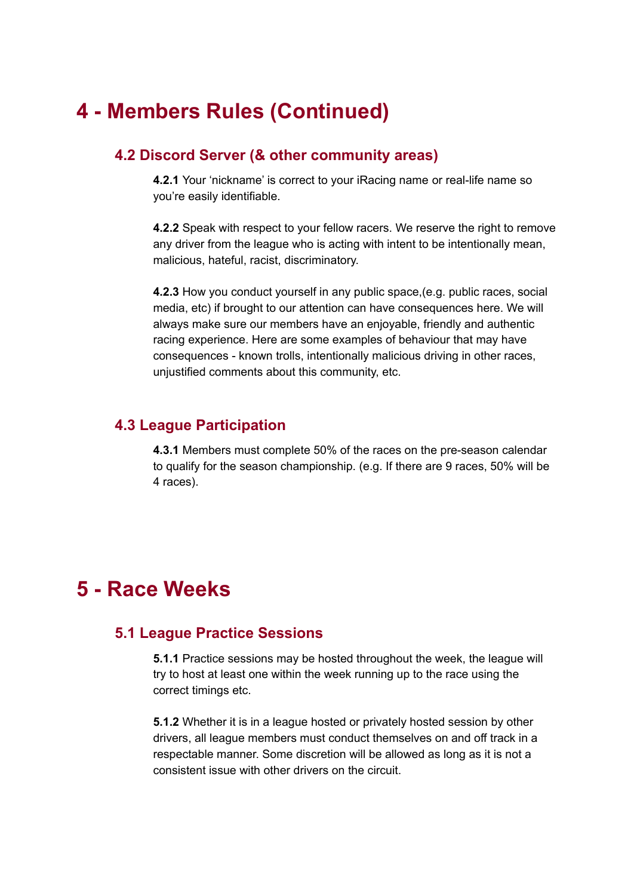# 4 - Members Rules (Continued)

## 4.2 Discord Server (& other community areas)

**4.2.1** Your 'nickname' is correct to your iRacing name or real-life name so you're easily identifiable.

**4.2.2** Speak with respect to your fellow racers. We reserve the right to remove any driver from the league who is acting with intent to be intentionally mean, malicious, hateful, racist, discriminatory.

**4.2.3** How you conduct yourself in any public space,(e.g. public races, social media, etc) if brought to our attention can have consequences here. We will always make sure our members have an enjoyable, friendly and authentic racing experience. Here are some examples of behaviour that may have consequences - known trolls, intentionally malicious driving in other races, unjustified comments about this community, etc.

## 4.3 League Participation

**4.3.1** Members must complete 50% of the races on the pre-season calendar to qualify for the season championship. (e.g. If there are 9 races, 50% will be 4 races).

# 5 - Race Weeks

## 5.1 League Practice Sessions

**5.1.1** Practice sessions may be hosted throughout the week, the league will try to host at least one within the week running up to the race using the correct timings etc.

**5.1.2** Whether it is in a league hosted or privately hosted session by other drivers, all league members must conduct themselves on and off track in a respectable manner. Some discretion will be allowed as long as it is not a consistent issue with other drivers on the circuit.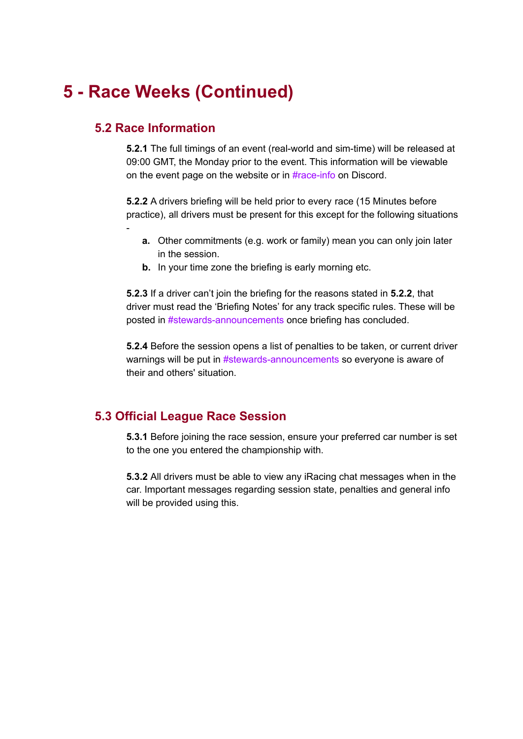# 5 - Race Weeks (Continued)

## 5.2 Race Information

**5.2.1** The full timings of an event (real-world and sim-time) will be released at 09:00 GMT, the Monday prior to the event. This information will be viewable on the event page on the website or in #race-info on Discord.

**5.2.2** A drivers briefing will be held prior to every race (15 Minutes before practice), all drivers must be present for this except for the following situations -

- **a.** Other commitments (e.g. work or family) mean you can only join later in the session.
- **b.** In your time zone the briefing is early morning etc.

**5.2.3** If a driver can't join the briefing for the reasons stated in **5.2.2**, that driver must read the 'Briefing Notes' for any track specific rules. These will be posted in #stewards-announcements once briefing has concluded.

**5.2.4** Before the session opens a list of penalties to be taken, or current driver warnings will be put in #stewards-announcements so everyone is aware of their and others' situation.

## 5.3 Official League Race Session

**5.3.1** Before joining the race session, ensure your preferred car number is set to the one you entered the championship with.

**5.3.2** All drivers must be able to view any iRacing chat messages when in the car. Important messages regarding session state, penalties and general info will be provided using this.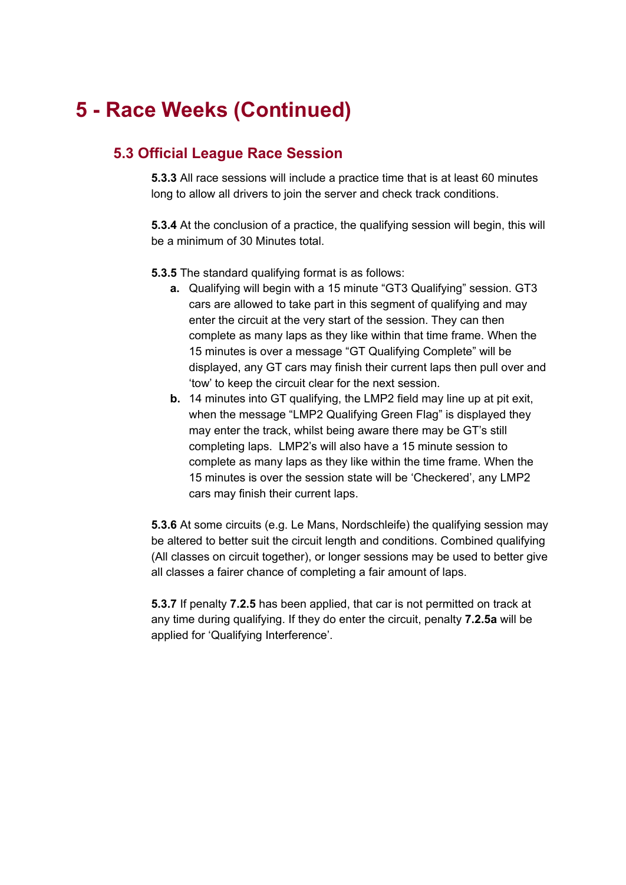# 5 - Race Weeks (Continued)

## 5.3 Official League Race Session

**5.3.3** All race sessions will include a practice time that is at least 60 minutes long to allow all drivers to join the server and check track conditions.

**5.3.4** At the conclusion of a practice, the qualifying session will begin, this will be a minimum of 30 Minutes total.

**5.3.5** The standard qualifying format is as follows:

- **a.** Qualifying will begin with a 15 minute "GT3 Qualifying" session. GT3 cars are allowed to take part in this segment of qualifying and may enter the circuit at the very start of the session. They can then complete as many laps as they like within that time frame. When the 15 minutes is over a message "GT Qualifying Complete" will be displayed, any GT cars may finish their current laps then pull over and 'tow' to keep the circuit clear for the next session.
- **b.** 14 minutes into GT qualifying, the LMP2 field may line up at pit exit, when the message "LMP2 Qualifying Green Flag" is displayed they may enter the track, whilst being aware there may be GT's still completing laps. LMP2's will also have a 15 minute session to complete as many laps as they like within the time frame. When the 15 minutes is over the session state will be 'Checkered', any LMP2 cars may finish their current laps.

**5.3.6** At some circuits (e.g. Le Mans, Nordschleife) the qualifying session may be altered to better suit the circuit length and conditions. Combined qualifying (All classes on circuit together), or longer sessions may be used to better give all classes a fairer chance of completing a fair amount of laps.

**5.3.7** If penalty **7.2.5** has been applied, that car is not permitted on track at any time during qualifying. If they do enter the circuit, penalty **7.2.5a** will be applied for 'Qualifying Interference'.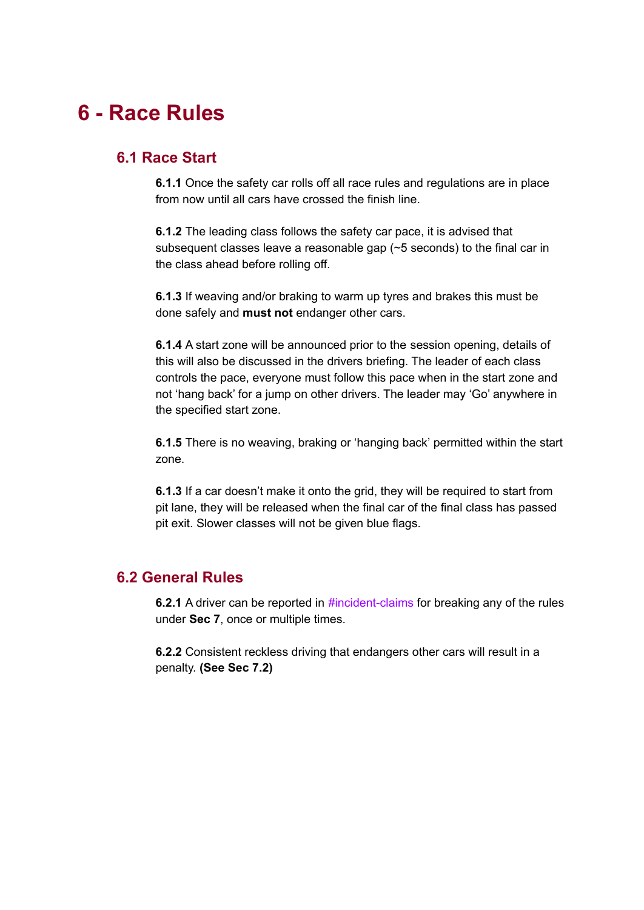# 6 - Race Rules

## 6.1 Race Start

**6.1.1** Once the safety car rolls off all race rules and regulations are in place from now until all cars have crossed the finish line.

**6.1.2** The leading class follows the safety car pace, it is advised that subsequent classes leave a reasonable gap (~5 seconds) to the final car in the class ahead before rolling off.

**6.1.3** If weaving and/or braking to warm up tyres and brakes this must be done safely and **must not** endanger other cars.

**6.1.4** A start zone will be announced prior to the session opening, details of this will also be discussed in the drivers briefing. The leader of each class controls the pace, everyone must follow this pace when in the start zone and not 'hang back' for a jump on other drivers. The leader may 'Go' anywhere in the specified start zone.

**6.1.5** There is no weaving, braking or 'hanging back' permitted within the start zone.

**6.1.3** If a car doesn't make it onto the grid, they will be required to start from pit lane, they will be released when the final car of the final class has passed pit exit. Slower classes will not be given blue flags.

## 6.2 General Rules

**6.2.1** A driver can be reported in #incident-claims for breaking any of the rules under **Sec 7**, once or multiple times.

**6.2.2** Consistent reckless driving that endangers other cars will result in a penalty. **(See Sec 7.2)**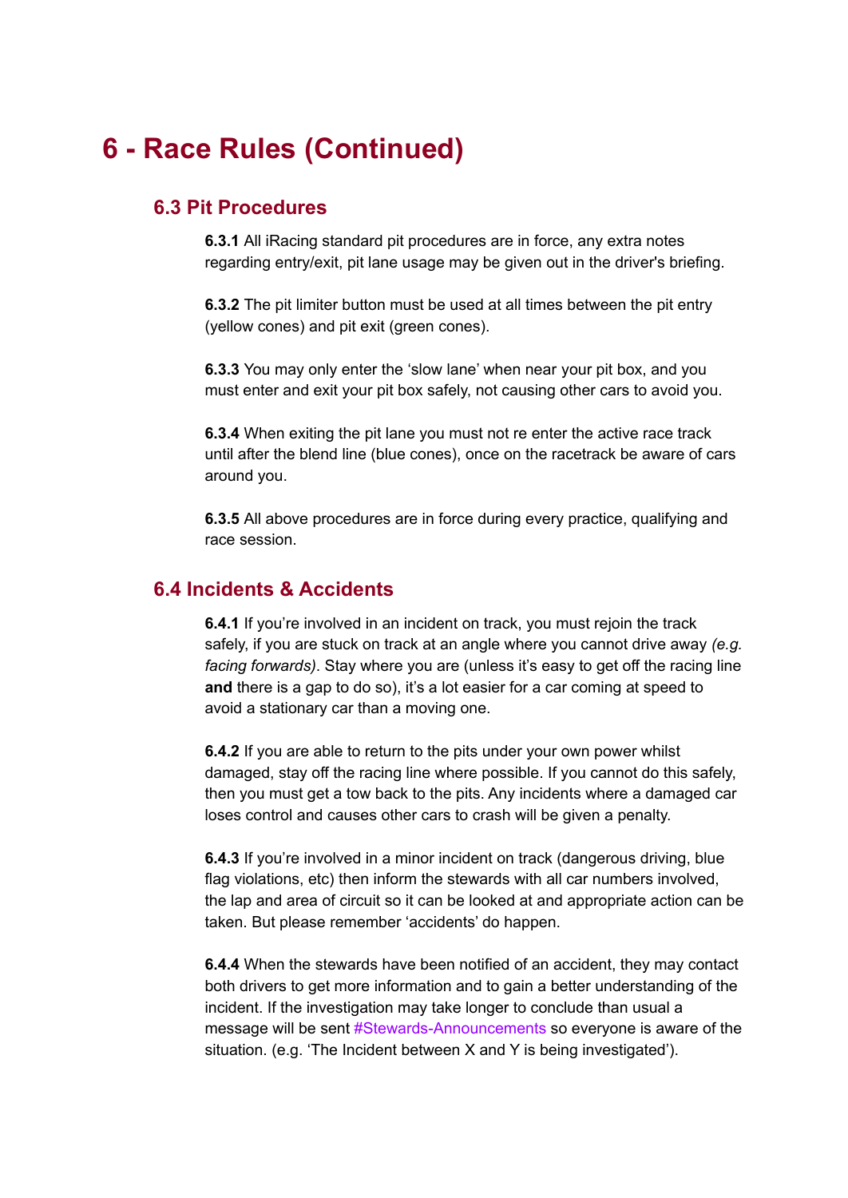# 6 - Race Rules (Continued)

## 6.3 Pit Procedures

**6.3.1** All iRacing standard pit procedures are in force, any extra notes regarding entry/exit, pit lane usage may be given out in the driver's briefing.

**6.3.2** The pit limiter button must be used at all times between the pit entry (yellow cones) and pit exit (green cones).

**6.3.3** You may only enter the 'slow lane' when near your pit box, and you must enter and exit your pit box safely, not causing other cars to avoid you.

**6.3.4** When exiting the pit lane you must not re enter the active race track until after the blend line (blue cones), once on the racetrack be aware of cars around you.

**6.3.5** All above procedures are in force during every practice, qualifying and race session.

## 6.4 Incidents & Accidents

**6.4.1** If you're involved in an incident on track, you must rejoin the track safely, if you are stuck on track at an angle where you cannot drive away *(e.g. facing forwards)*. Stay where you are (unless it's easy to get off the racing line **and** there is a gap to do so), it's a lot easier for a car coming at speed to avoid a stationary car than a moving one.

**6.4.2** If you are able to return to the pits under your own power whilst damaged, stay off the racing line where possible. If you cannot do this safely, then you must get a tow back to the pits. Any incidents where a damaged car loses control and causes other cars to crash will be given a penalty.

**6.4.3** If you're involved in a minor incident on track (dangerous driving, blue flag violations, etc) then inform the stewards with all car numbers involved, the lap and area of circuit so it can be looked at and appropriate action can be taken. But please remember 'accidents' do happen.

**6.4.4** When the stewards have been notified of an accident, they may contact both drivers to get more information and to gain a better understanding of the incident. If the investigation may take longer to conclude than usual a message will be sent #Stewards-Announcements so everyone is aware of the situation. (e.g. 'The Incident between X and Y is being investigated').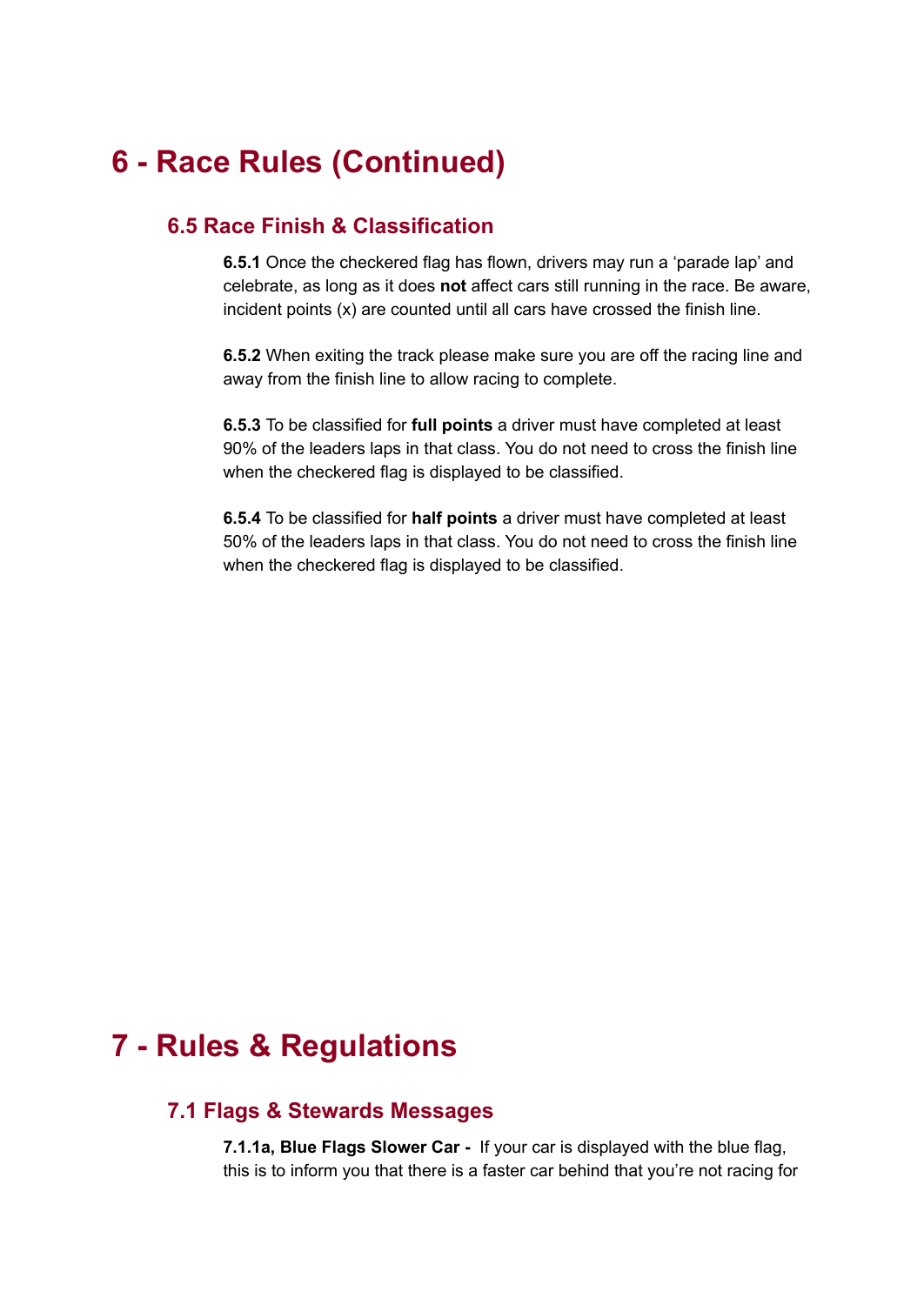# 6 - Race Rules (Continued)

## 6.5 Race Finish & Classification

**6.5.1** Once the checkered flag has flown, drivers may run a 'parade lap' and celebrate, as long as it does **not** affect cars still running in the race. Be aware, incident points (x) are counted until all cars have crossed the finish line.

**6.5.2** When exiting the track please make sure you are off the racing line and away from the finish line to allow racing to complete.

**6.5.3** To be classified for **full points** a driver must have completed at least 90% of the leaders laps in that class. You do not need to cross the finish line when the checkered flag is displayed to be classified.

**6.5.4** To be classified for **half points** a driver must have completed at least 50% of the leaders laps in that class. You do not need to cross the finish line when the checkered flag is displayed to be classified.

# 7 - Rules & Regulations

## 7.1 Flags & Stewards Messages

**7.1.1a, Blue Flags Slower Car -** If your car is displayed with the blue flag, this is to inform you that there is a faster car behind that you're not racing for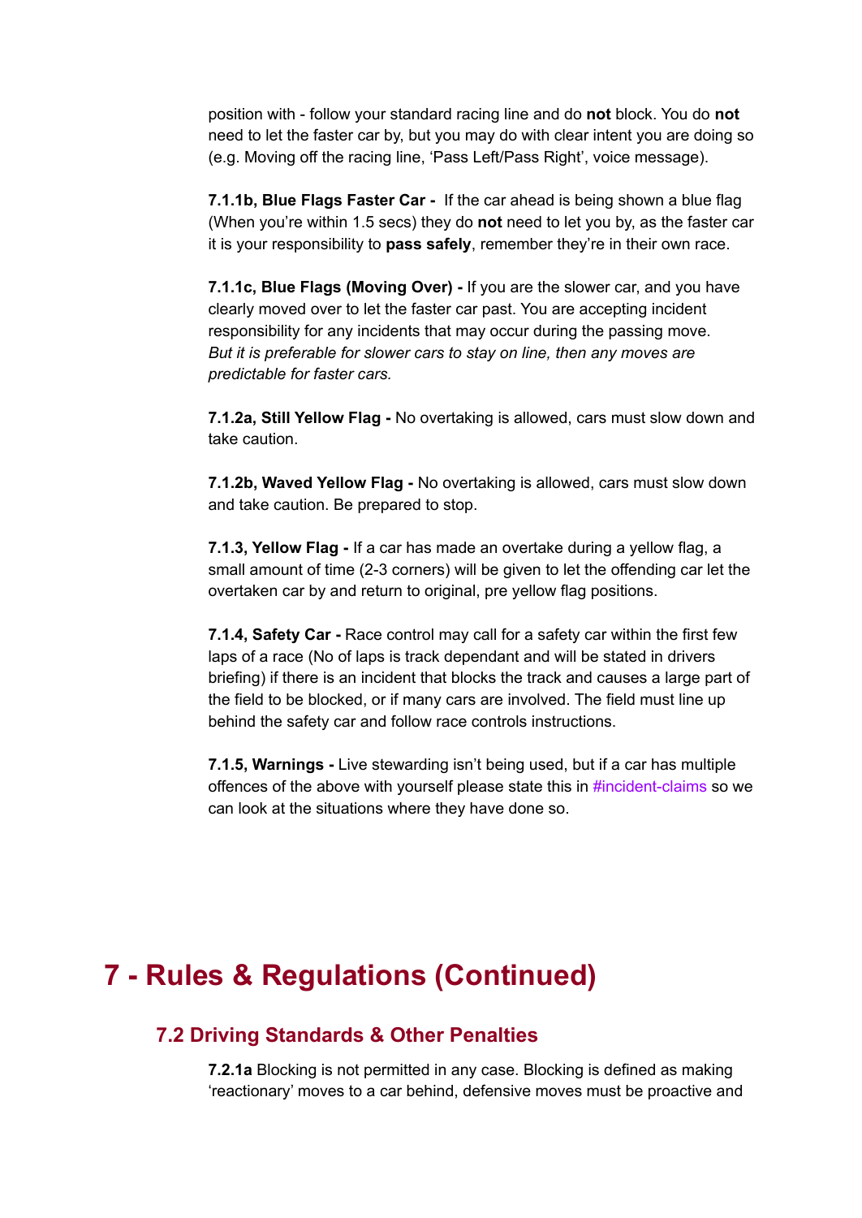position with - follow your standard racing line and do **not** block. You do **not** need to let the faster car by, but you may do with clear intent you are doing so (e.g. Moving off the racing line, 'Pass Left/Pass Right', voice message).

**7.1.1b, Blue Flags Faster Car -** If the car ahead is being shown a blue flag (When you're within 1.5 secs) they do **not** need to let you by, as the faster car it is your responsibility to **pass safely**, remember they're in their own race.

**7.1.1c, Blue Flags (Moving Over) -** If you are the slower car, and you have clearly moved over to let the faster car past. You are accepting incident responsibility for any incidents that may occur during the passing move. *But it is preferable for slower cars to stay on line, then any moves are predictable for faster cars.*

**7.1.2a, Still Yellow Flag -** No overtaking is allowed, cars must slow down and take caution.

**7.1.2b, Waved Yellow Flag -** No overtaking is allowed, cars must slow down and take caution. Be prepared to stop.

**7.1.3, Yellow Flag -** If a car has made an overtake during a yellow flag, a small amount of time (2-3 corners) will be given to let the offending car let the overtaken car by and return to original, pre yellow flag positions.

**7.1.4, Safety Car -** Race control may call for a safety car within the first few laps of a race (No of laps is track dependant and will be stated in drivers briefing) if there is an incident that blocks the track and causes a large part of the field to be blocked, or if many cars are involved. The field must line up behind the safety car and follow race controls instructions.

**7.1.5, Warnings -** Live stewarding isn't being used, but if a car has multiple offences of the above with yourself please state this in #incident-claims so we can look at the situations where they have done so.

# 7 - Rules & Regulations (Continued)

## 7.2 Driving Standards & Other Penalties

**7.2.1a** Blocking is not permitted in any case. Blocking is defined as making 'reactionary' moves to a car behind, defensive moves must be proactive and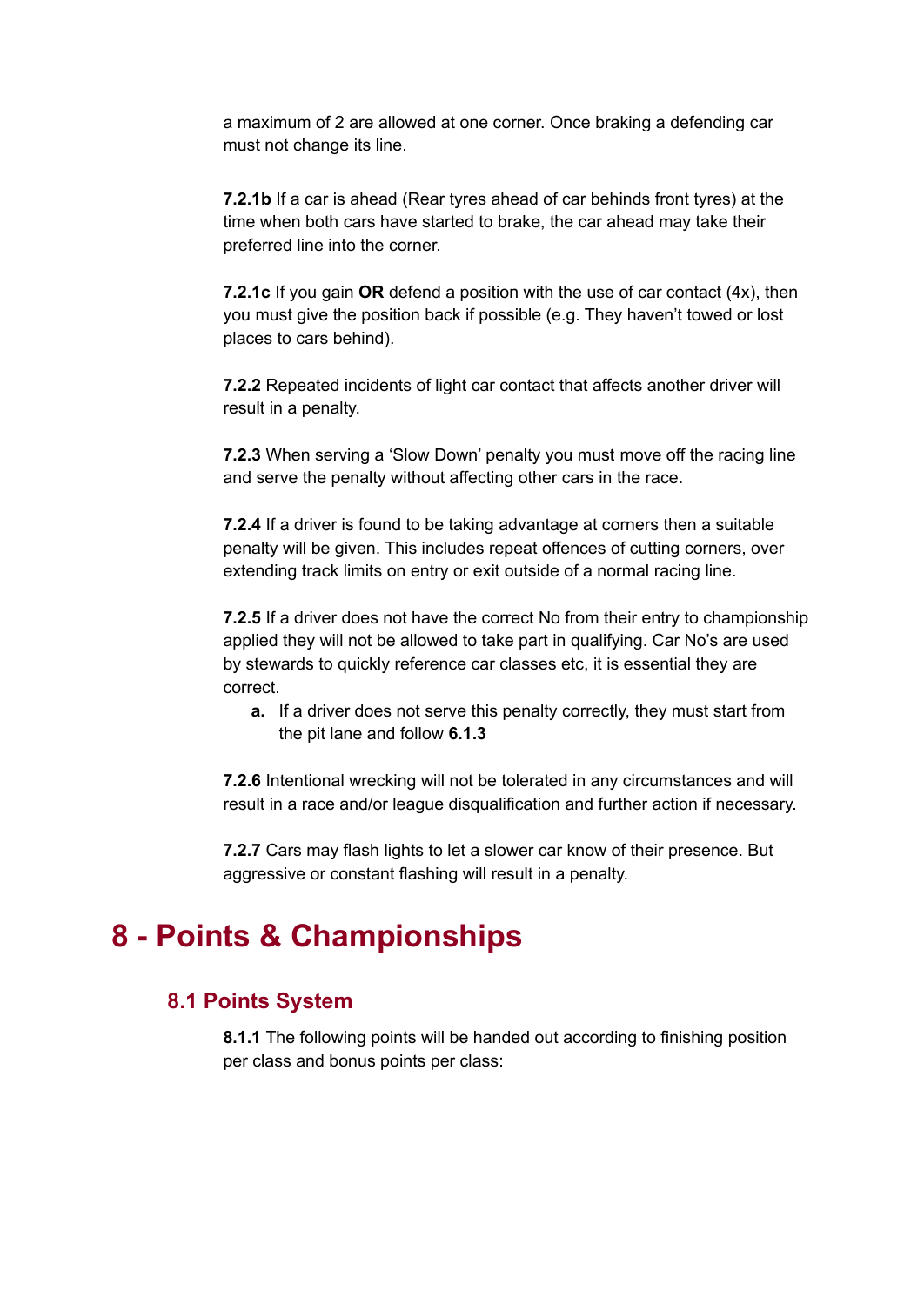a maximum of 2 are allowed at one corner. Once braking a defending car must not change its line.

**7.2.1b** If a car is ahead (Rear tyres ahead of car behinds front tyres) at the time when both cars have started to brake, the car ahead may take their preferred line into the corner.

**7.2.1c** If you gain **OR** defend a position with the use of car contact (4x), then you must give the position back if possible (e.g. They haven't towed or lost places to cars behind).

**7.2.2** Repeated incidents of light car contact that affects another driver will result in a penalty.

**7.2.3** When serving a 'Slow Down' penalty you must move off the racing line and serve the penalty without affecting other cars in the race.

**7.2.4** If a driver is found to be taking advantage at corners then a suitable penalty will be given. This includes repeat offences of cutting corners, over extending track limits on entry or exit outside of a normal racing line.

**7.2.5** If a driver does not have the correct No from their entry to championship applied they will not be allowed to take part in qualifying. Car No's are used by stewards to quickly reference car classes etc, it is essential they are correct.

**a.** If a driver does not serve this penalty correctly, they must start from the pit lane and follow **6.1.3**

**7.2.6** Intentional wrecking will not be tolerated in any circumstances and will result in a race and/or league disqualification and further action if necessary.

**7.2.7** Cars may flash lights to let a slower car know of their presence. But aggressive or constant flashing will result in a penalty.

# 8 - Points & Championships

## 8.1 Points System

**8.1.1** The following points will be handed out according to finishing position per class and bonus points per class: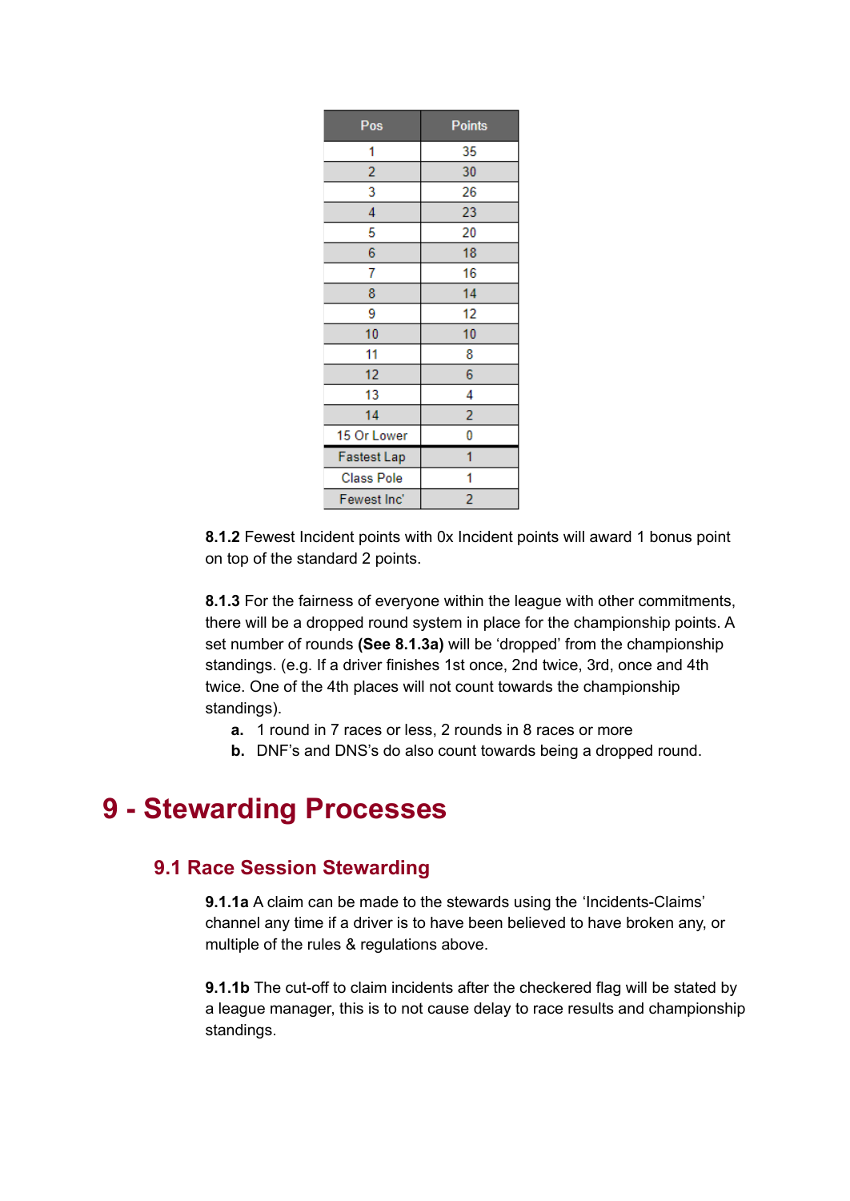| Pos | Points |
|---|---|
| 1 | 35 |
| 2 | 30 |
| 3 | 26 |
| 4 | 23 |
| 5 | 20 |
| 6 | 18 |
| 7 | 16 |
| 8 | 14 |
| 9 | 12 |
| 10 | 10 |
| 11 | 8 |
| 12 | 6 |
| 13 | 4 |
| 14 | 2 |
| 15 Or Lower | 0 |
| Fastest Lap | 1 |
| Class Pole | 1 |
| Fewest Inc' | 2 |

**8.1.2** Fewest Incident points with 0x Incident points will award 1 bonus point on top of the standard 2 points.

**8.1.3** For the fairness of everyone within the league with other commitments, there will be a dropped round system in place for the championship points. A set number of rounds **(See 8.1.3a)** will be 'dropped' from the championship standings. (e.g. If a driver finishes 1st once, 2nd twice, 3rd, once and 4th twice. One of the 4th places will not count towards the championship standings).

- **a.** 1 round in 7 races or less, 2 rounds in 8 races or more
- **b.** DNF's and DNS's do also count towards being a dropped round.

# 9 - Stewarding Processes

## 9.1 Race Session Stewarding

**9.1.1a** A claim can be made to the stewards using the 'Incidents-Claims' channel any time if a driver is to have been believed to have broken any, or multiple of the rules & regulations above.

**9.1.1b** The cut-off to claim incidents after the checkered flag will be stated by a league manager, this is to not cause delay to race results and championship standings.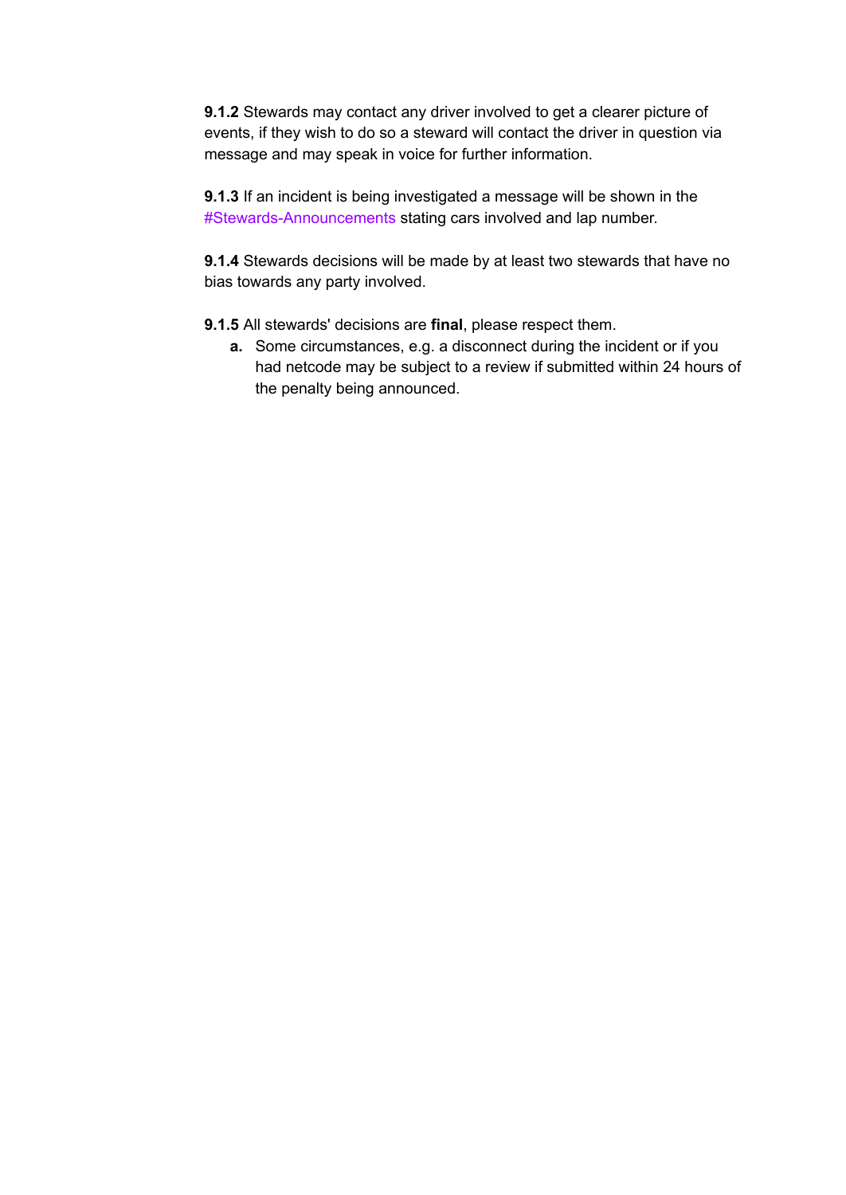**9.1.2** Stewards may contact any driver involved to get a clearer picture of events, if they wish to do so a steward will contact the driver in question via message and may speak in voice for further information.

**9.1.3** If an incident is being investigated a message will be shown in the #Stewards-Announcements stating cars involved and lap number.

**9.1.4** Stewards decisions will be made by at least two stewards that have no bias towards any party involved.

**9.1.5** All stewards' decisions are **final**, please respect them.

- **a.** Some circumstances, e.g. a disconnect during the incident or if you had netcode may be subject to a review if submitted within 24 hours of the penalty being announced.